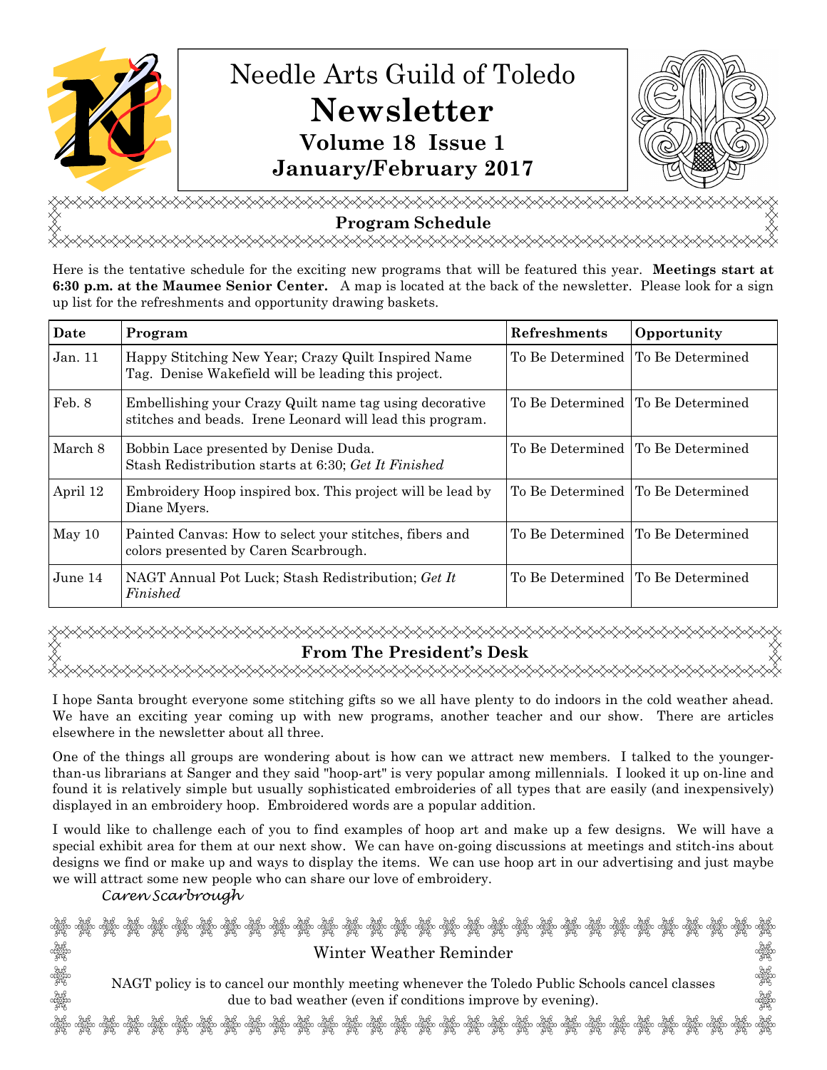# Needle Arts Guild of Toledo

# Newsletter

### Volume 18 Issue 1

### January/February 2017

## Program Schedule

Here is the tentative schedule for the exciting new programs that will be featured this year. **Meetings start at 6:30 p.m. at the Maumee Senior Center.** A map is located at the back of the newsletter. Please look for a sign up list for the refreshments and opportunity drawing baskets.

| Date | Program | Refreshments | Opportunity |
|---|---|---|---|
| Jan. 11 | Happy Stitching New Year; Crazy Quilt Inspired Name Tag. Denise Wakefield will be leading this project. | To Be Determined | To Be Determined |
| Feb. 8 | Embellishing your Crazy Quilt name tag using decorative stitches and beads. Irene Leonard will lead this program. | To Be Determined | To Be Determined |
| March 8 | Bobbin Lace presented by Denise Duda. Stash Redistribution starts at 6:30; *Get It Finished* | To Be Determined | To Be Determined |
| April 12 | Embroidery Hoop inspired box. This project will be lead by Diane Myers. | To Be Determined | To Be Determined |
| May 10 | Painted Canvas: How to select your stitches, fibers and colors presented by Caren Scarbrough. | To Be Determined | To Be Determined |
| June 14 | NAGT Annual Pot Luck; Stash Redistribution; *Get It Finished* | To Be Determined | To Be Determined |

## From The President's Desk

I hope Santa brought everyone some stitching gifts so we all have plenty to do indoors in the cold weather ahead. We have an exciting year coming up with new programs, another teacher and our show. There are articles elsewhere in the newsletter about all three.

One of the things all groups are wondering about is how can we attract new members. I talked to the younger-than-us librarians at Sanger and they said "hoop-art" is very popular among millennials. I looked it up on-line and found it is relatively simple but usually sophisticated embroideries of all types that are easily (and inexpensively) displayed in an embroidery hoop. Embroidered words are a popular addition.

I would like to challenge each of you to find examples of hoop art and make up a few designs. We will have a special exhibit area for them at our next show. We can have on-going discussions at meetings and stitch-ins about designs we find or make up and ways to display the items. We can use hoop art in our advertising and just maybe we will attract some new people who can share our love of embroidery.

*Caren Scarbrough*

## Winter Weather Reminder

NAGT policy is to cancel our monthly meeting whenever the Toledo Public Schools cancel classes due to bad weather (even if conditions improve by evening).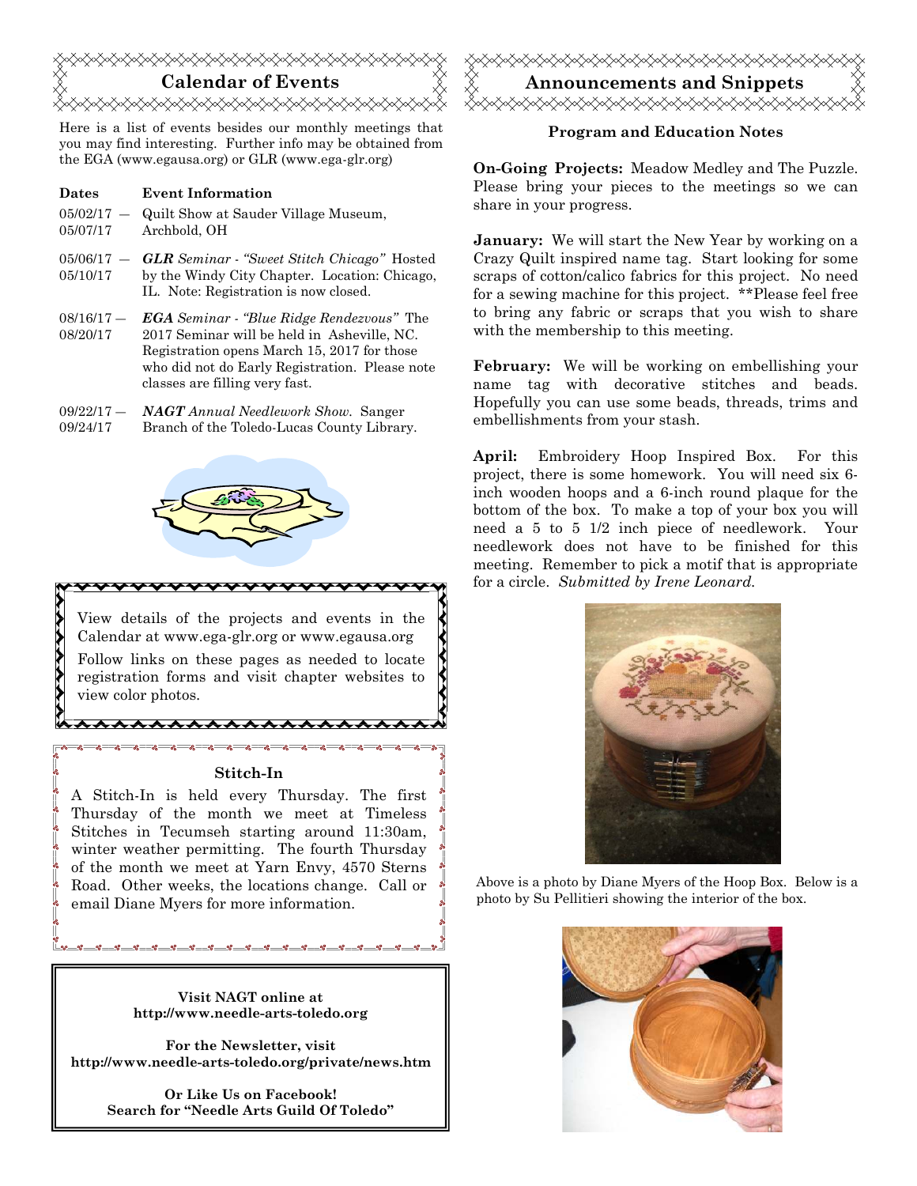## Calendar of Events

Here is a list of events besides our monthly meetings that you may find interesting. Further info may be obtained from the EGA (www.egausa.org) or GLR (www.ega-glr.org)

| Dates | Event Information |
|---|---|
| 05/02/17 — 05/07/17 | Quilt Show at Sauder Village Museum, Archbold, OH |
| 05/06/17 — 05/10/17 | ***GLR*** *Seminar - "Sweet Stitch Chicago"* Hosted by the Windy City Chapter. Location: Chicago, IL. Note: Registration is now closed. |
| 08/16/17 — 08/20/17 | ***EGA*** *Seminar - "Blue Ridge Rendezvous"* The 2017 Seminar will be held in Asheville, NC. Registration opens March 15, 2017 for those who did not do Early Registration. Please note classes are filling very fast. |
| 09/22/17 — 09/24/17 | ***NAGT*** *Annual Needlework Show.* Sanger Branch of the Toledo-Lucas County Library. |

View details of the projects and events in the Calendar at www.ega-glr.org or www.egausa.org

Follow links on these pages as needed to locate registration forms and visit chapter websites to view color photos.

### Stitch-In

A Stitch-In is held every Thursday. The first Thursday of the month we meet at Timeless Stitches in Tecumseh starting around 11:30am, winter weather permitting. The fourth Thursday of the month we meet at Yarn Envy, 4570 Sterns Road. Other weeks, the locations change. Call or email Diane Myers for more information.

**Visit NAGT online at**
**http://www.needle-arts-toledo.org**

**For the Newsletter, visit**
**http://www.needle-arts-toledo.org/private/news.htm**

**Or Like Us on Facebook!**
**Search for "Needle Arts Guild Of Toledo"**

## Announcements and Snippets

### Program and Education Notes

**On-Going Projects:** Meadow Medley and The Puzzle. Please bring your pieces to the meetings so we can share in your progress.

**January:** We will start the New Year by working on a Crazy Quilt inspired name tag. Start looking for some scraps of cotton/calico fabrics for this project. No need for a sewing machine for this project. **Please feel free to bring any fabric or scraps that you wish to share with the membership to this meeting.

**February:** We will be working on embellishing your name tag with decorative stitches and beads. Hopefully you can use some beads, threads, trims and embellishments from your stash.

**April:** Embroidery Hoop Inspired Box. For this project, there is some homework. You will need six 6-inch wooden hoops and a 6-inch round plaque for the bottom of the box. To make a top of your box you will need a 5 to 5 1/2 inch piece of needlework. Your needlework does not have to be finished for this meeting. Remember to pick a motif that is appropriate for a circle. *Submitted by Irene Leonard.*

Above is a photo by Diane Myers of the Hoop Box. Below is a photo by Su Pellitieri showing the interior of the box.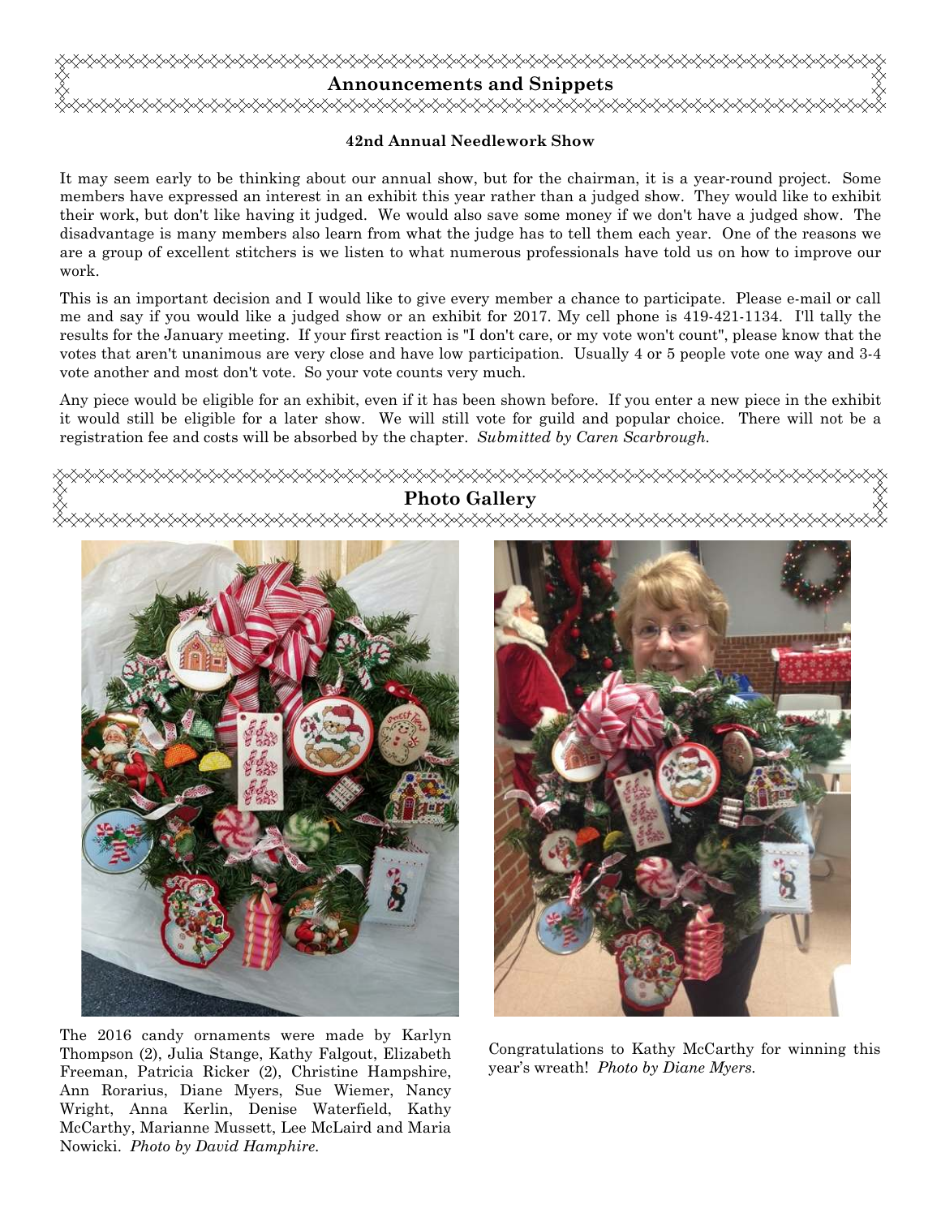## Announcements and Snippets

### 42nd Annual Needlework Show

It may seem early to be thinking about our annual show, but for the chairman, it is a year-round project. Some members have expressed an interest in an exhibit this year rather than a judged show. They would like to exhibit their work, but don't like having it judged. We would also save some money if we don't have a judged show. The disadvantage is many members also learn from what the judge has to tell them each year. One of the reasons we are a group of excellent stitchers is we listen to what numerous professionals have told us on how to improve our work.

This is an important decision and I would like to give every member a chance to participate. Please e-mail or call me and say if you would like a judged show or an exhibit for 2017. My cell phone is 419-421-1134. I'll tally the results for the January meeting. If your first reaction is "I don't care, or my vote won't count", please know that the votes that aren't unanimous are very close and have low participation. Usually 4 or 5 people vote one way and 3-4 vote another and most don't vote. So your vote counts very much.

Any piece would be eligible for an exhibit, even if it has been shown before. If you enter a new piece in the exhibit it would still be eligible for a later show. We will still vote for guild and popular choice. There will not be a registration fee and costs will be absorbed by the chapter. *Submitted by Caren Scarbrough.*

## Photo Gallery

The 2016 candy ornaments were made by Karlyn Thompson (2), Julia Stange, Kathy Falgout, Elizabeth Freeman, Patricia Ricker (2), Christine Hampshire, Ann Rorarius, Diane Myers, Sue Wiemer, Nancy Wright, Anna Kerlin, Denise Waterfield, Kathy McCarthy, Marianne Mussett, Lee McLaird and Maria Nowicki. *Photo by David Hamphire.*

Congratulations to Kathy McCarthy for winning this year's wreath! *Photo by Diane Myers.*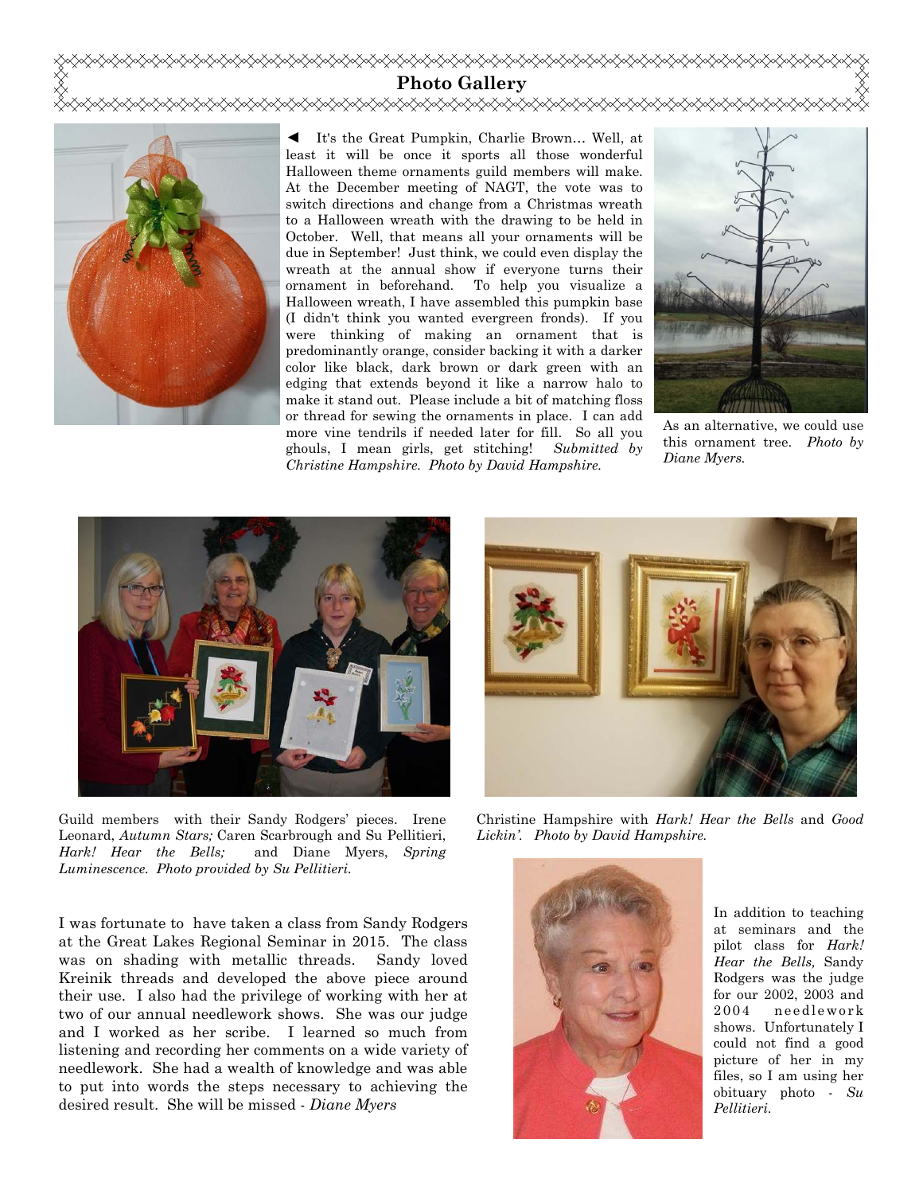## Photo Gallery

◄ It's the Great Pumpkin, Charlie Brown… Well, at least it will be once it sports all those wonderful Halloween theme ornaments guild members will make. At the December meeting of NAGT, the vote was to switch directions and change from a Christmas wreath to a Halloween wreath with the drawing to be held in October. Well, that means all your ornaments will be due in September! Just think, we could even display the wreath at the annual show if everyone turns their ornament in beforehand. To help you visualize a Halloween wreath, I have assembled this pumpkin base (I didn't think you wanted evergreen fronds). If you were thinking of making an ornament that is predominantly orange, consider backing it with a darker color like black, dark brown or dark green with an edging that extends beyond it like a narrow halo to make it stand out. Please include a bit of matching floss or thread for sewing the ornaments in place. I can add more vine tendrils if needed later for fill. So all you ghouls, I mean girls, get stitching! *Submitted by Christine Hampshire. Photo by David Hampshire.*

As an alternative, we could use this ornament tree. *Photo by Diane Myers.*

Guild members with their Sandy Rodgers' pieces. Irene Leonard, *Autumn Stars;* Caren Scarbrough and Su Pellitieri, *Hark! Hear the Bells;* and Diane Myers, *Spring Luminescence. Photo provided by Su Pellitieri.*

Christine Hampshire with *Hark! Hear the Bells* and *Good Lickin'. Photo by David Hampshire.*

I was fortunate to have taken a class from Sandy Rodgers at the Great Lakes Regional Seminar in 2015. The class was on shading with metallic threads. Sandy loved Kreinik threads and developed the above piece around their use. I also had the privilege of working with her at two of our annual needlework shows. She was our judge and I worked as her scribe. I learned so much from listening and recording her comments on a wide variety of needlework. She had a wealth of knowledge and was able to put into words the steps necessary to achieving the desired result. She will be missed - *Diane Myers*

In addition to teaching at seminars and the pilot class for *Hark! Hear the Bells,* Sandy Rodgers was the judge for our 2002, 2003 and 2004 needlework shows. Unfortunately I could not find a good picture of her in my files, so I am using her obituary photo - *Su Pellitieri.*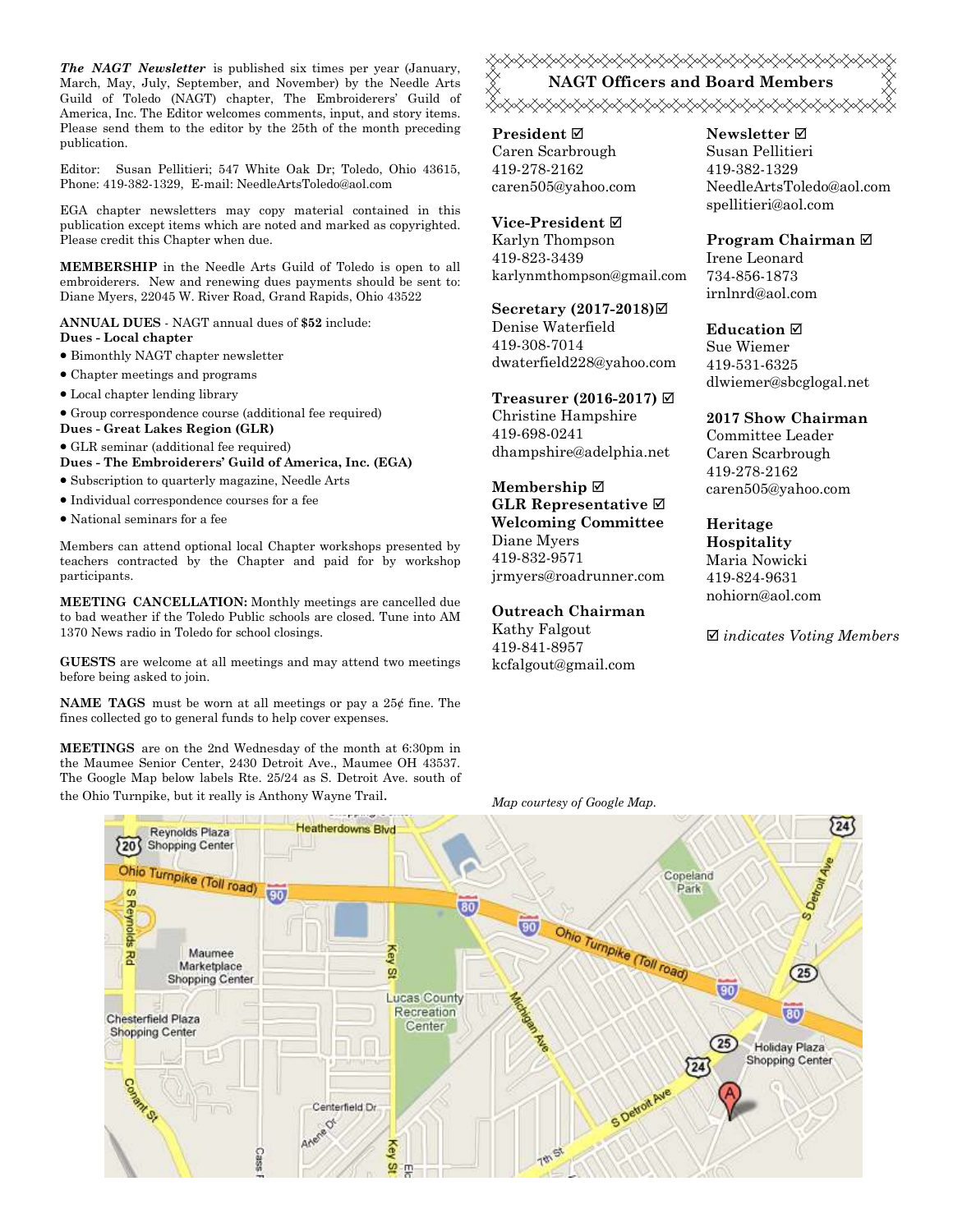***The NAGT Newsletter*** is published six times per year (January, March, May, July, September, and November) by the Needle Arts Guild of Toledo (NAGT) chapter, The Embroiderers' Guild of America, Inc. The Editor welcomes comments, input, and story items. Please send them to the editor by the 25th of the month preceding publication.

Editor: Susan Pellitieri; 547 White Oak Dr; Toledo, Ohio 43615, Phone: 419-382-1329, E-mail: NeedleArtsToledo@aol.com

EGA chapter newsletters may copy material contained in this publication except items which are noted and marked as copyrighted. Please credit this Chapter when due.

**MEMBERSHIP** in the Needle Arts Guild of Toledo is open to all embroiderers. New and renewing dues payments should be sent to: Diane Myers, 22045 W. River Road, Grand Rapids, Ohio 43522

**ANNUAL DUES** - NAGT annual dues of **$52** include:

**Dues - Local chapter**

- Bimonthly NAGT chapter newsletter
- Chapter meetings and programs
- Local chapter lending library
- Group correspondence course (additional fee required)

**Dues - Great Lakes Region (GLR)**

- GLR seminar (additional fee required)

**Dues - The Embroiderers' Guild of America, Inc. (EGA)**

- Subscription to quarterly magazine, Needle Arts
- Individual correspondence courses for a fee
- National seminars for a fee

Members can attend optional local Chapter workshops presented by teachers contracted by the Chapter and paid for by workshop participants.

**MEETING CANCELLATION:** Monthly meetings are cancelled due to bad weather if the Toledo Public schools are closed. Tune into AM 1370 News radio in Toledo for school closings.

**GUESTS** are welcome at all meetings and may attend two meetings before being asked to join.

**NAME TAGS** must be worn at all meetings or pay a 25¢ fine. The fines collected go to general funds to help cover expenses.

**MEETINGS** are on the 2nd Wednesday of the month at 6:30pm in the Maumee Senior Center, 2430 Detroit Ave., Maumee OH 43537. The Google Map below labels Rte. 25/24 as S. Detroit Ave. south of the Ohio Turnpike, but it really is Anthony Wayne Trail.

## NAGT Officers and Board Members

**President** ☑
Caren Scarbrough
419-278-2162
caren505@yahoo.com

**Vice-President** ☑
Karlyn Thompson
419-823-3439
karlynmthompson@gmail.com

**Secretary (2017-2018)** ☑
Denise Waterfield
419-308-7014
dwaterfield228@yahoo.com

**Treasurer (2016-2017)** ☑
Christine Hampshire
419-698-0241
dhampshire@adelphia.net

**Membership** ☑
**GLR Representative** ☑
**Welcoming Committee**
Diane Myers
419-832-9571
jrmyers@roadrunner.com

**Outreach Chairman**
Kathy Falgout
419-841-8957
kcfalgout@gmail.com

**Newsletter** ☑
Susan Pellitieri
419-382-1329
NeedleArtsToledo@aol.com
spellitieri@aol.com

**Program Chairman** ☑
Irene Leonard
734-856-1873
irnlnrd@aol.com

**Education** ☑
Sue Wiemer
419-531-6325
dlwiemer@sbcglogal.net

**2017 Show Chairman**
Committee Leader
Caren Scarbrough
419-278-2162
caren505@yahoo.com

**Heritage**
**Hospitality**
Maria Nowicki
419-824-9631
nohiorn@aol.com

☑ *indicates Voting Members*

*Map courtesy of Google Map.*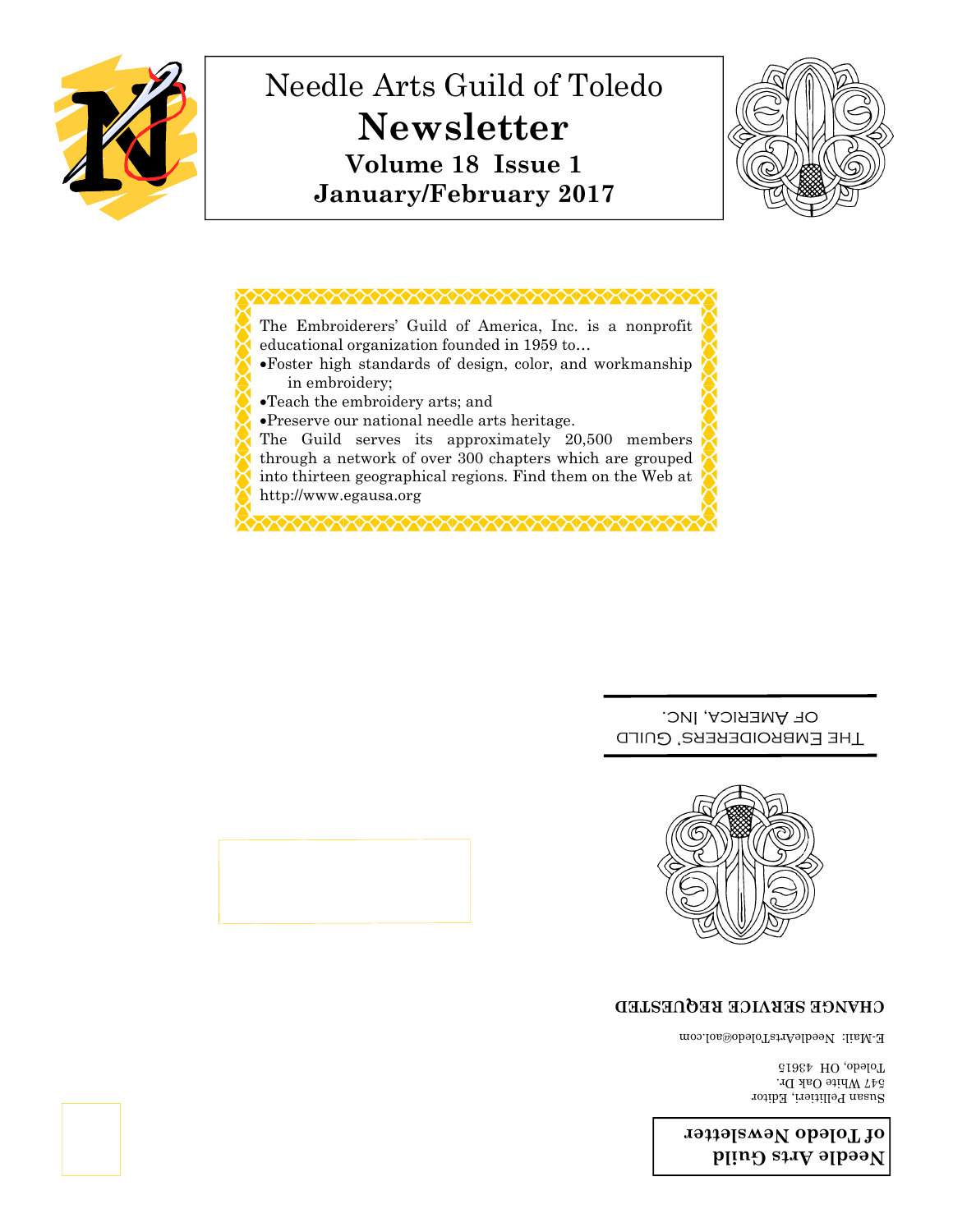# Needle Arts Guild of Toledo

## Newsletter

### Volume 18 Issue 1

### January/February 2017

The Embroiderers' Guild of America, Inc. is a nonprofit educational organization founded in 1959 to…

- Foster high standards of design, color, and workmanship in embroidery;
- Teach the embroidery arts; and
- Preserve our national needle arts heritage.

The Guild serves its approximately 20,500 members through a network of over 300 chapters which are grouped into thirteen geographical regions. Find them on the Web at http://www.egausa.org

THE EMBROIDERERS' GUILD
OF AMERICA, INC.

**Needle Arts Guild of Toledo Newsletter**

Susan Pellitieri, Editor
547 White Oak Dr.
Toledo, OH 43615

E-Mail: NeedleArtsToledo@aol.com

**CHANGE SERVICE REQUESTED**